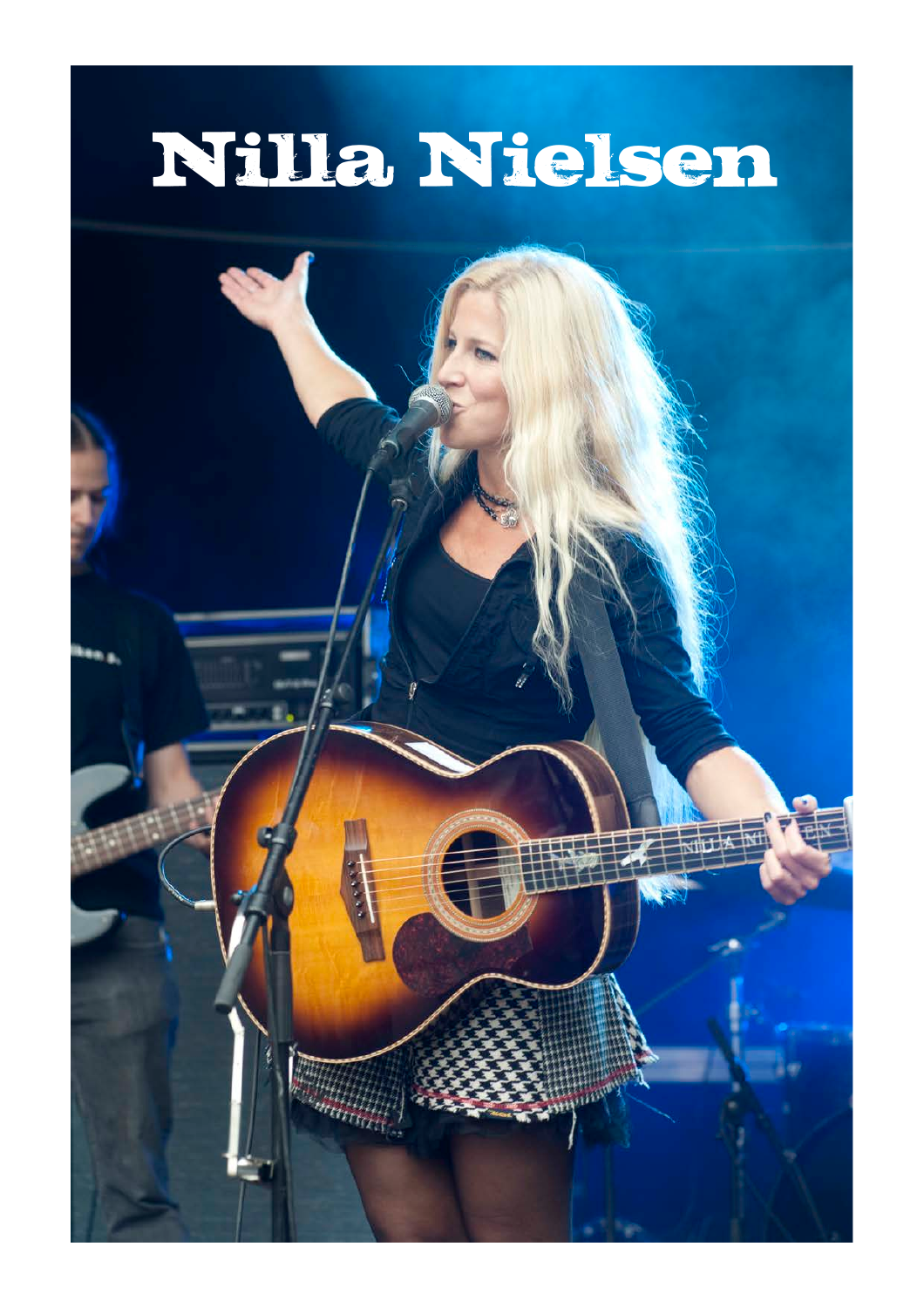# Nilla Nielsen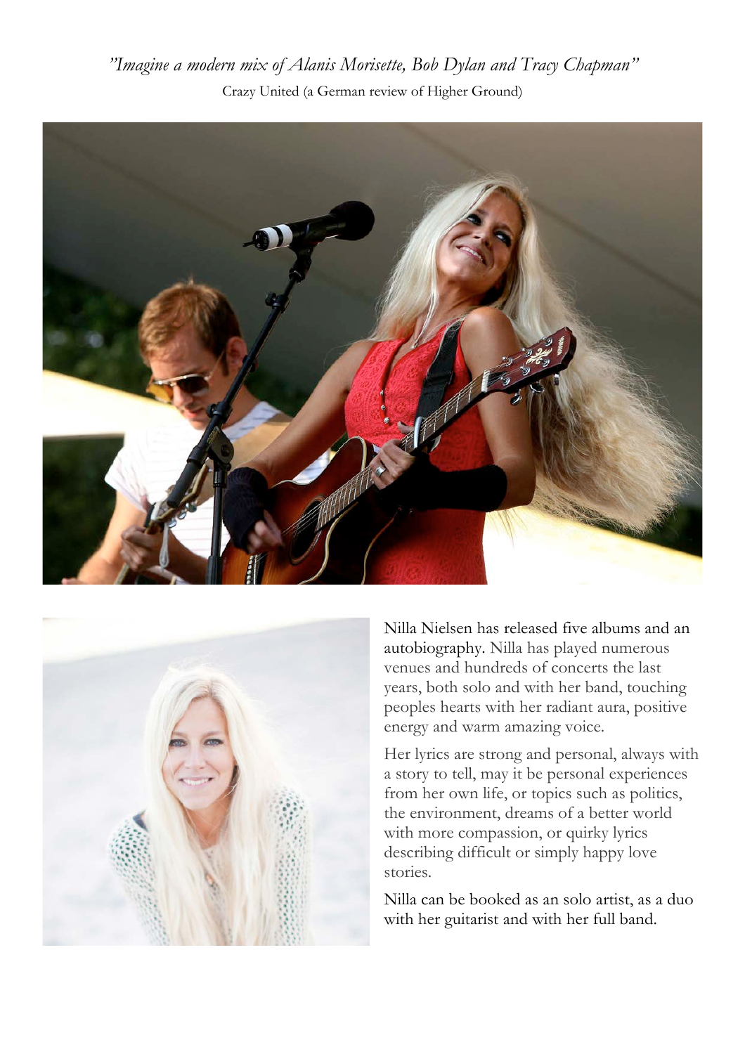*"Imagine a modern mix of Alanis Morisette, Bob Dylan and Tracy Chapman"*

Crazy United (a German review of Higher Ground)

Nilla Nielsen has released five albums and an autobiography. Nilla has played numerous venues and hundreds of concerts the last years, both solo and with her band, touching peoples hearts with her radiant aura, positive energy and warm amazing voice.

Her lyrics are strong and personal, always with a story to tell, may it be personal experiences from her own life, or topics such as politics, the environment, dreams of a better world with more compassion, or quirky lyrics describing difficult or simply happy love stories.

Nilla can be booked as an solo artist, as a duo with her guitarist and with her full band.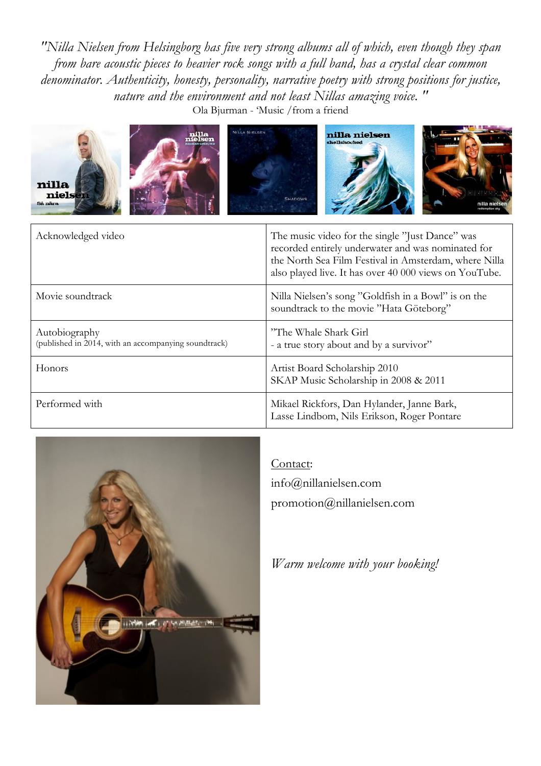*"Nilla Nielsen from Helsingborg has five very strong albums all of which, even though they span from bare acoustic pieces to heavier rock songs with a full band, has a crystal clear common denominator. Authenticity, honesty, personality, narrative poetry with strong positions for justice, nature and the environment and not least Nillas amazing voice. "*

Ola Bjurman - 'Music /from a friend

| Acknowledged video | The music video for the single "Just Dance" was recorded entirely underwater and was nominated for the North Sea Film Festival in Amsterdam, where Nilla also played live. It has over 40 000 views on YouTube. |
|---|---|
| Movie soundtrack | Nilla Nielsen's song "Goldfish in a Bowl" is on the soundtrack to the movie "Hata Göteborg" |
| Autobiography (published in 2014, with an accompanying soundtrack) | "The Whale Shark Girl - a true story about and by a survivor" |
| Honors | Artist Board Scholarship 2010<br>SKAP Music Scholarship in 2008 & 2011 |
| Performed with | Mikael Rickfors, Dan Hylander, Janne Bark, Lasse Lindbom, Nils Erikson, Roger Pontare |

Contact:

info@nillanielsen.com

promotion@nillanielsen.com

*Warm welcome with your booking!*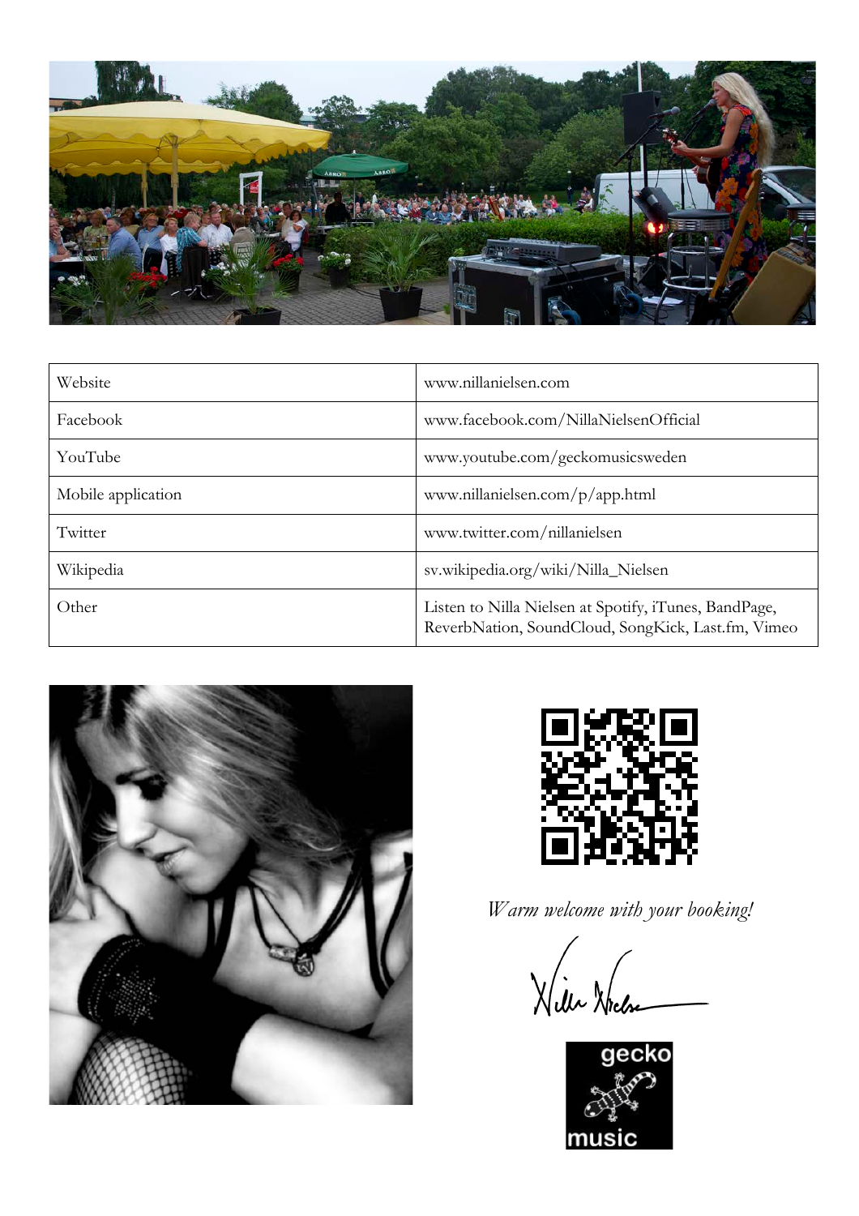| | |
|---|---|
| Website | www.nillanielsen.com |
| Facebook | www.facebook.com/NillaNielsenOfficial |
| YouTube | www.youtube.com/geckomusicsweden |
| Mobile application | www.nillanielsen.com/p/app.html |
| Twitter | www.twitter.com/nillanielsen |
| Wikipedia | sv.wikipedia.org/wiki/Nilla_Nielsen |
| Other | Listen to Nilla Nielsen at Spotify, iTunes, BandPage, ReverbNation, SoundCloud, SongKick, Last.fm, Vimeo |

*Warm welcome with your booking!*